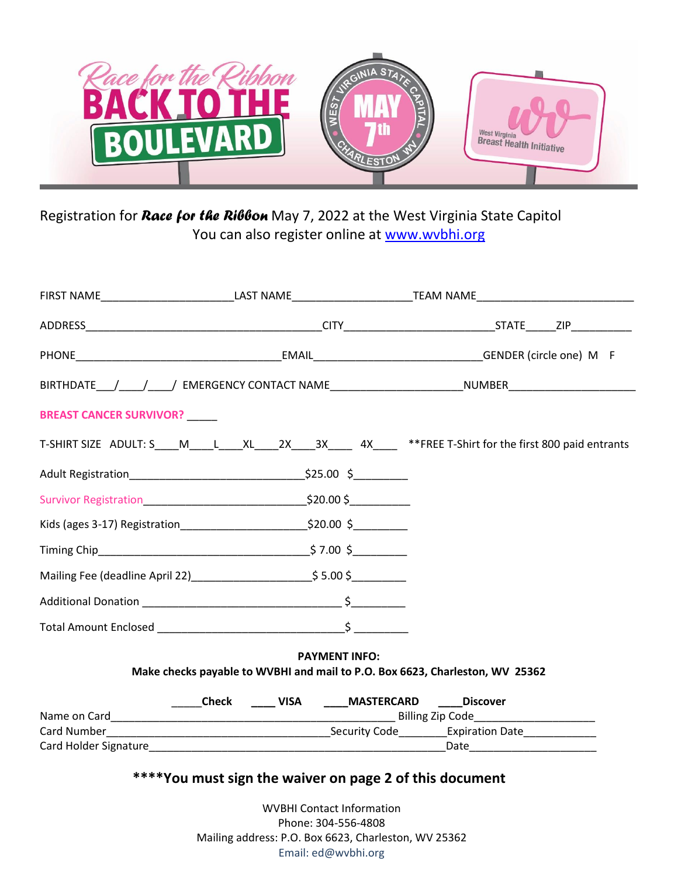# Race for the Ribbon BACK TO THE BOULEVARD

WEST VIRGINIA STATE CAPITAL · MAY 7th · CHARLESTON WV

West Virginia Breast Health Initiative

Registration for ***Race for the Ribbon*** May 7, 2022 at the West Virginia State Capitol
You can also register online at [www.wvbhi.org](http://www.wvbhi.org)

FIRST NAME______________________LAST NAME____________________TEAM NAME__________________________

ADDRESS_______________________________________CITY_________________________STATE_____ZIP__________

PHONE__________________________________EMAIL___________________________GENDER (circle one) M F

BIRTHDATE___/____/____/ EMERGENCY CONTACT NAME_____________________NUMBER_____________________

**BREAST CANCER SURVIVOR? _____**

T-SHIRT SIZE ADULT: S____M____L____XL____2X____3X____ 4X____ **FREE T-Shirt for the first 800 paid entrants

Adult Registration_____________________________$25.00 $_________

Survivor Registration__________________________$20.00 $__________

Kids (ages 3-17) Registration____________________$20.00 $_________

Timing Chip___________________________________$ 7.00 $_________

Mailing Fee (deadline April 22)___________________$ 5.00 $_________

Additional Donation ________________________________ $_________

Total Amount Enclosed ______________________________$ _________

**PAYMENT INFO:**
**Make checks payable to WVBHI and mail to P.O. Box 6623, Charleston, WV 25362**

_____**Check** ____ **VISA** ____**MASTERCARD** ____**Discover**

Name on Card_______________________________________________ Billing Zip Code____________________
Card Number_______________________________________Security Code________Expiration Date____________
Card Holder Signature________________________________________________Date______________________

**\*\*\*\*You must sign the waiver on page 2 of this document**

WVBHI Contact Information
Phone: 304-556-4808
Mailing address: P.O. Box 6623, Charleston, WV 25362
Email: ed@wvbhi.org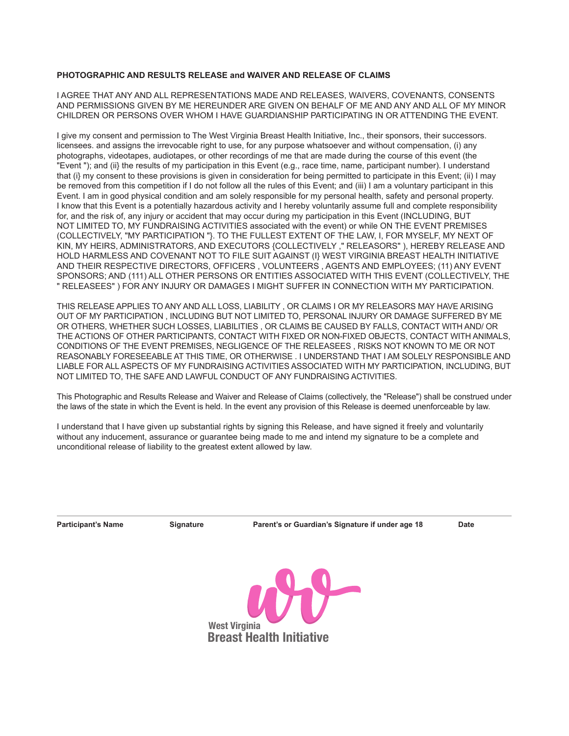**PHOTOGRAPHIC AND RESULTS RELEASE and WAIVER AND RELEASE OF CLAIMS**

I AGREE THAT ANY AND ALL REPRESENTATIONS MADE AND RELEASES, WAIVERS, COVENANTS, CONSENTS AND PERMISSIONS GIVEN BY ME HEREUNDER ARE GIVEN ON BEHALF OF ME AND ANY AND ALL OF MY MINOR CHILDREN OR PERSONS OVER WHOM I HAVE GUARDIANSHIP PARTICIPATING IN OR ATTENDING THE EVENT.

I give my consent and permission to The West Virginia Breast Health Initiative, Inc., their sponsors, their successors. licensees. and assigns the irrevocable right to use, for any purpose whatsoever and without compensation, (i) any photographs, videotapes, audiotapes, or other recordings of me that are made during the course of this event (the "Event "); and (ii} the results of my participation in this Event (e.g., race time, name, participant number). I understand that (i} my consent to these provisions is given in consideration for being permitted to participate in this Event; (ii) I may be removed from this competition if I do not follow all the rules of this Event; and (iii) I am a voluntary participant in this Event. I am in good physical condition and am solely responsible for my personal health, safety and personal property. I know that this Event is a potentially hazardous activity and I hereby voluntarily assume full and complete responsibility for, and the risk of, any injury or accident that may occur during my participation in this Event (INCLUDING, BUT NOT LIMITED TO, MY FUNDRAISING ACTIVITIES associated with the event) or while ON THE EVENT PREMISES (COLLECTIVELY, "MY PARTICIPATION "}. TO THE FULLEST EXTENT OF THE LAW, I, FOR MYSELF, MY NEXT OF KIN, MY HEIRS, ADMINISTRATORS, AND EXECUTORS {COLLECTIVELY ," RELEASORS" ), HEREBY RELEASE AND HOLD HARMLESS AND COVENANT NOT TO FILE SUIT AGAINST (I} WEST VIRGINIA BREAST HEALTH INITIATIVE AND THEIR RESPECTIVE DIRECTORS, OFFICERS , VOLUNTEERS , AGENTS AND EMPLOYEES; (11) ANY EVENT SPONSORS; AND (111) ALL OTHER PERSONS OR ENTITIES ASSOCIATED WITH THIS EVENT (COLLECTIVELY, THE " RELEASEES" ) FOR ANY INJURY OR DAMAGES I MIGHT SUFFER IN CONNECTION WITH MY PARTICIPATION.

THIS RELEASE APPLIES TO ANY AND ALL LOSS, LIABILITY , OR CLAIMS I OR MY RELEASORS MAY HAVE ARISING OUT OF MY PARTICIPATION , INCLUDING BUT NOT LIMITED TO, PERSONAL INJURY OR DAMAGE SUFFERED BY ME OR OTHERS, WHETHER SUCH LOSSES, LIABILITIES , OR CLAIMS BE CAUSED BY FALLS, CONTACT WITH AND/ OR THE ACTIONS OF OTHER PARTICIPANTS, CONTACT WITH FIXED OR NON-FIXED OBJECTS, CONTACT WITH ANIMALS, CONDITIONS OF THE EVENT PREMISES, NEGLIGENCE OF THE RELEASEES , RISKS NOT KNOWN TO ME OR NOT REASONABLY FORESEEABLE AT THIS TIME, OR OTHERWISE . I UNDERSTAND THAT I AM SOLELY RESPONSIBLE AND LIABLE FOR ALL ASPECTS OF MY FUNDRAISING ACTIVITIES ASSOCIATED WITH MY PARTICIPATION, INCLUDING, BUT NOT LIMITED TO, THE SAFE AND LAWFUL CONDUCT OF ANY FUNDRAISING ACTIVITIES.

This Photographic and Results Release and Waiver and Release of Claims (collectively, the "Release") shall be construed under the laws of the state in which the Event is held. In the event any provision of this Release is deemed unenforceable by law.

I understand that I have given up substantial rights by signing this Release, and have signed it freely and voluntarily without any inducement, assurance or guarantee being made to me and intend my signature to be a complete and unconditional release of liability to the greatest extent allowed by law.

| **Participant's Name** | **Signature** | **Parent's or Guardian's Signature if under age 18** | **Date** |
|---|---|---|---|

West Virginia
Breast Health Initiative